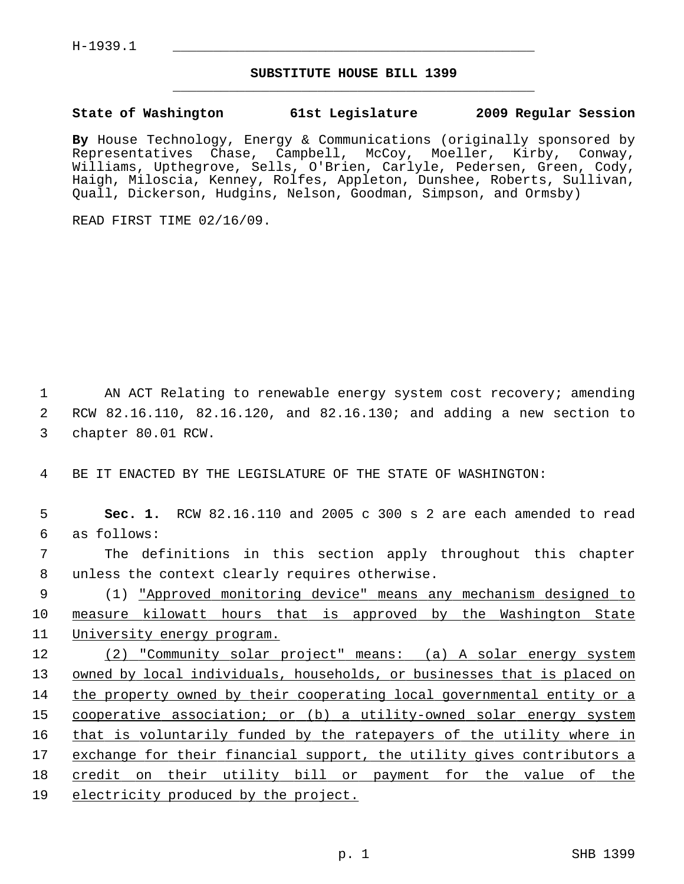H-1939.1

# SUBSTITUTE HOUSE BILL 1399

**State of Washington 61st Legislature 2009 Regular Session**

**By** House Technology, Energy & Communications (originally sponsored by Representatives Chase, Campbell, McCoy, Moeller, Kirby, Conway, Williams, Upthegrove, Sells, O'Brien, Carlyle, Pedersen, Green, Cody, Haigh, Miloscia, Kenney, Rolfes, Appleton, Dunshee, Roberts, Sullivan, Quall, Dickerson, Hudgins, Nelson, Goodman, Simpson, and Ormsby)

READ FIRST TIME 02/16/09.

AN ACT Relating to renewable energy system cost recovery; amending RCW 82.16.110, 82.16.120, and 82.16.130; and adding a new section to chapter 80.01 RCW.

BE IT ENACTED BY THE LEGISLATURE OF THE STATE OF WASHINGTON:

**Sec. 1.** RCW 82.16.110 and 2005 c 300 s 2 are each amended to read as follows:

The definitions in this section apply throughout this chapter unless the context clearly requires otherwise.

(1) <u>"Approved monitoring device" means any mechanism designed to measure kilowatt hours that is approved by the Washington State University energy program.</u>

<u>(2) "Community solar project" means: (a) A solar energy system owned by local individuals, households, or businesses that is placed on the property owned by their cooperating local governmental entity or a cooperative association; or (b) a utility-owned solar energy system that is voluntarily funded by the ratepayers of the utility where in exchange for their financial support, the utility gives contributors a credit on their utility bill or payment for the value of the electricity produced by the project.</u>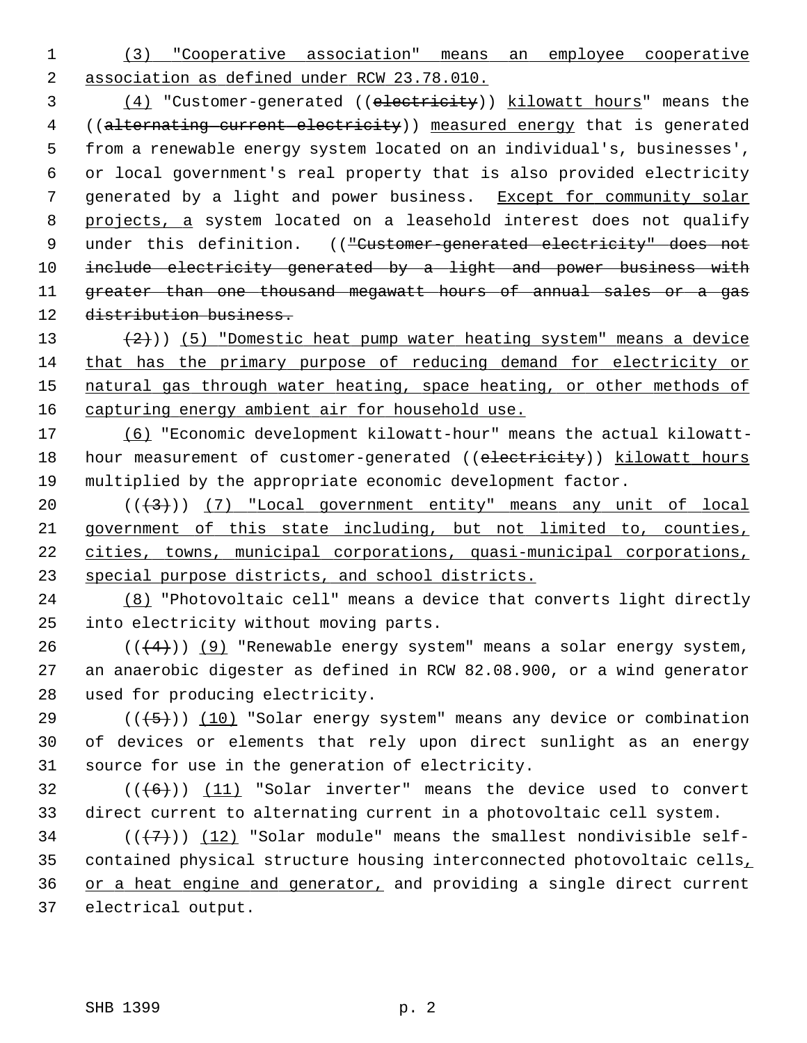(3) "Cooperative association" means an employee cooperative association as defined under RCW 23.78.010.

(4) "Customer-generated ((electricity)) kilowatt hours" means the ((alternating current electricity)) measured energy that is generated from a renewable energy system located on an individual's, businesses', or local government's real property that is also provided electricity generated by a light and power business. Except for community solar projects, a system located on a leasehold interest does not qualify under this definition. (("Customer-generated electricity" does not include electricity generated by a light and power business with greater than one thousand megawatt hours of annual sales or a gas distribution business.

(2))) (5) "Domestic heat pump water heating system" means a device that has the primary purpose of reducing demand for electricity or natural gas through water heating, space heating, or other methods of capturing energy ambient air for household use.

(6) "Economic development kilowatt-hour" means the actual kilowatt-hour measurement of customer-generated ((electricity)) kilowatt hours multiplied by the appropriate economic development factor.

(((3))) (7) "Local government entity" means any unit of local government of this state including, but not limited to, counties, cities, towns, municipal corporations, quasi-municipal corporations, special purpose districts, and school districts.

(8) "Photovoltaic cell" means a device that converts light directly into electricity without moving parts.

(((4))) (9) "Renewable energy system" means a solar energy system, an anaerobic digester as defined in RCW 82.08.900, or a wind generator used for producing electricity.

(((5))) (10) "Solar energy system" means any device or combination of devices or elements that rely upon direct sunlight as an energy source for use in the generation of electricity.

(((6))) (11) "Solar inverter" means the device used to convert direct current to alternating current in a photovoltaic cell system.

(((7))) (12) "Solar module" means the smallest nondivisible self-contained physical structure housing interconnected photovoltaic cells, or a heat engine and generator, and providing a single direct current electrical output.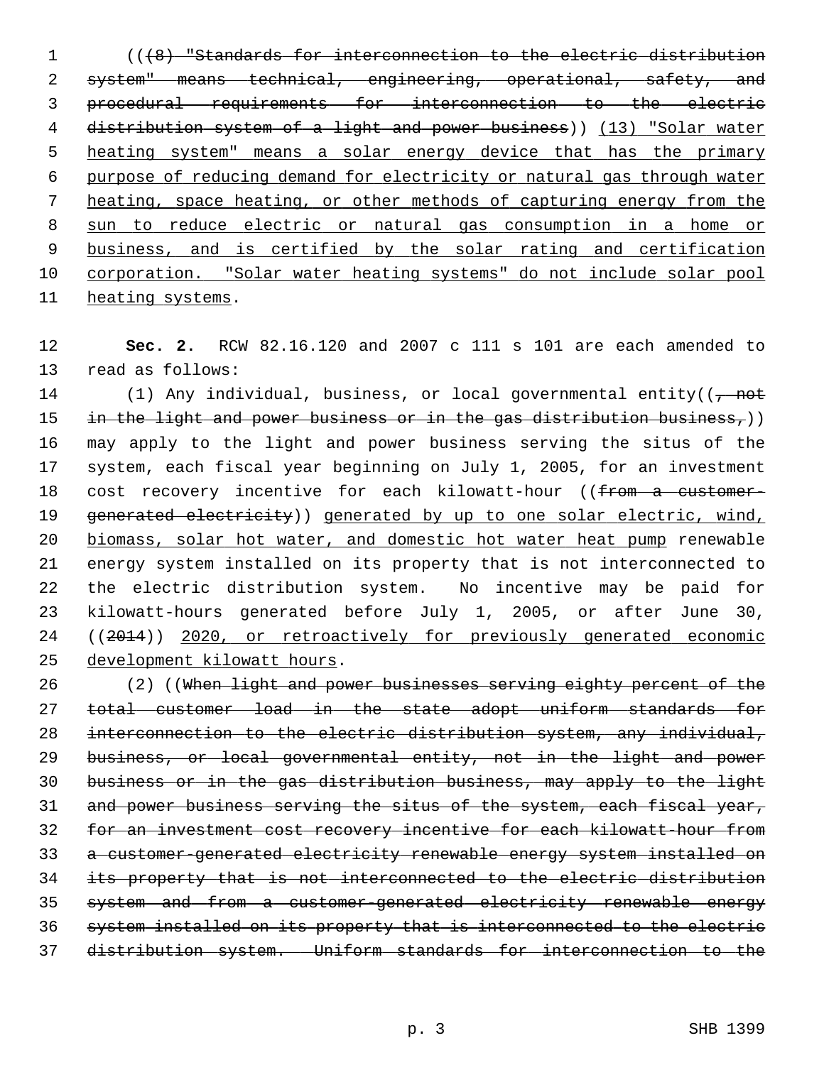(((8) "Standards for interconnection to the electric distribution system" means technical, engineering, operational, safety, and procedural requirements for interconnection to the electric distribution system of a light and power business)) (13) "Solar water heating system" means a solar energy device that has the primary purpose of reducing demand for electricity or natural gas through water heating, space heating, or other methods of capturing energy from the sun to reduce electric or natural gas consumption in a home or business, and is certified by the solar rating and certification corporation. "Solar water heating systems" do not include solar pool heating systems.

**Sec. 2.** RCW 82.16.120 and 2007 c 111 s 101 are each amended to read as follows:

(1) Any individual, business, or local governmental entity((, not in the light and power business or in the gas distribution business,)) may apply to the light and power business serving the situs of the system, each fiscal year beginning on July 1, 2005, for an investment cost recovery incentive for each kilowatt-hour ((from a customer-generated electricity)) generated by up to one solar electric, wind, biomass, solar hot water, and domestic hot water heat pump renewable energy system installed on its property that is not interconnected to the electric distribution system. No incentive may be paid for kilowatt-hours generated before July 1, 2005, or after June 30, ((2014)) 2020, or retroactively for previously generated economic development kilowatt hours.

(2) ((When light and power businesses serving eighty percent of the total customer load in the state adopt uniform standards for interconnection to the electric distribution system, any individual, business, or local governmental entity, not in the light and power business or in the gas distribution business, may apply to the light and power business serving the situs of the system, each fiscal year, for an investment cost recovery incentive for each kilowatt-hour from a customer-generated electricity renewable energy system installed on its property that is not interconnected to the electric distribution system and from a customer-generated electricity renewable energy system installed on its property that is interconnected to the electric distribution system. Uniform standards for interconnection to the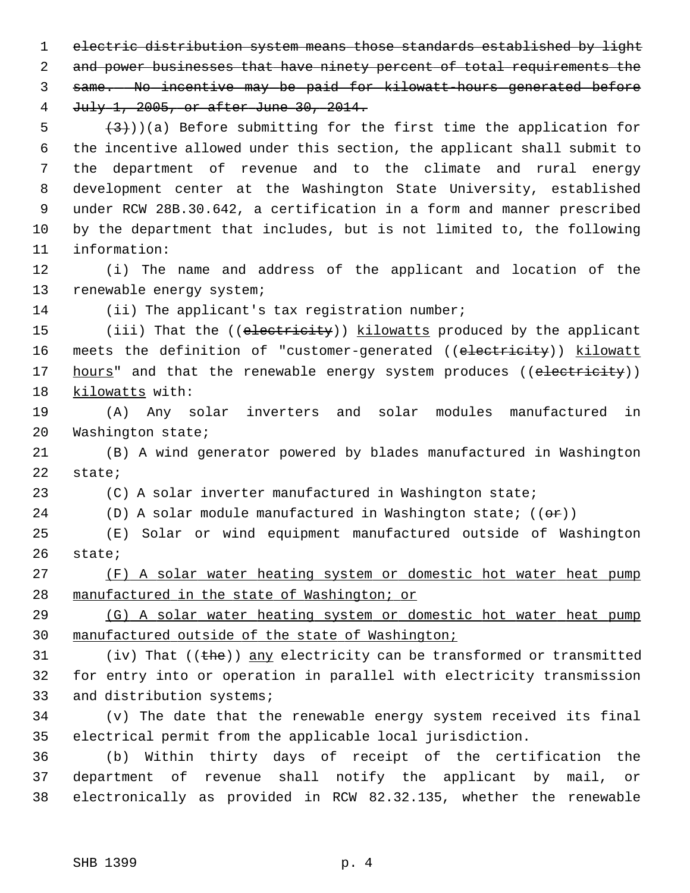~~electric distribution system means those standards established by light and power businesses that have ninety percent of total requirements the same. No incentive may be paid for kilowatt-hours generated before July 1, 2005, or after June 30, 2014.~~

~~(3)~~))(a) Before submitting for the first time the application for the incentive allowed under this section, the applicant shall submit to the department of revenue and to the climate and rural energy development center at the Washington State University, established under RCW 28B.30.642, a certification in a form and manner prescribed by the department that includes, but is not limited to, the following information:

(i) The name and address of the applicant and location of the renewable energy system;

(ii) The applicant's tax registration number;

(iii) That the ((~~electricity~~)) <u>kilowatts</u> produced by the applicant meets the definition of "customer-generated ((~~electricity~~)) <u>kilowatt hours</u>" and that the renewable energy system produces ((~~electricity~~)) <u>kilowatts</u> with:

(A) Any solar inverters and solar modules manufactured in Washington state;

(B) A wind generator powered by blades manufactured in Washington state;

(C) A solar inverter manufactured in Washington state;

(D) A solar module manufactured in Washington state; ((~~or~~))

(E) Solar or wind equipment manufactured outside of Washington state;

<u>(F) A solar water heating system or domestic hot water heat pump manufactured in the state of Washington; or</u>

<u>(G) A solar water heating system or domestic hot water heat pump manufactured outside of the state of Washington;</u>

(iv) That ((~~the~~)) <u>any</u> electricity can be transformed or transmitted for entry into or operation in parallel with electricity transmission and distribution systems;

(v) The date that the renewable energy system received its final electrical permit from the applicable local jurisdiction.

(b) Within thirty days of receipt of the certification the department of revenue shall notify the applicant by mail, or electronically as provided in RCW 82.32.135, whether the renewable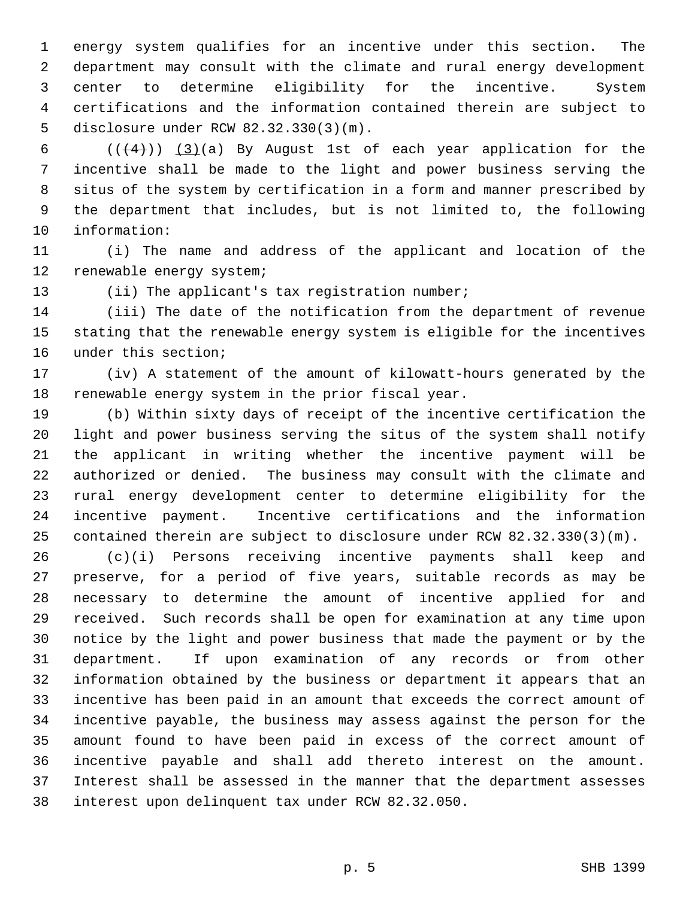energy system qualifies for an incentive under this section. The department may consult with the climate and rural energy development center to determine eligibility for the incentive. System certifications and the information contained therein are subject to disclosure under RCW 82.32.330(3)(m).

(((4))) (3)(a) By August 1st of each year application for the incentive shall be made to the light and power business serving the situs of the system by certification in a form and manner prescribed by the department that includes, but is not limited to, the following information:

(i) The name and address of the applicant and location of the renewable energy system;

(ii) The applicant's tax registration number;

(iii) The date of the notification from the department of revenue stating that the renewable energy system is eligible for the incentives under this section;

(iv) A statement of the amount of kilowatt-hours generated by the renewable energy system in the prior fiscal year.

(b) Within sixty days of receipt of the incentive certification the light and power business serving the situs of the system shall notify the applicant in writing whether the incentive payment will be authorized or denied. The business may consult with the climate and rural energy development center to determine eligibility for the incentive payment. Incentive certifications and the information contained therein are subject to disclosure under RCW 82.32.330(3)(m).

(c)(i) Persons receiving incentive payments shall keep and preserve, for a period of five years, suitable records as may be necessary to determine the amount of incentive applied for and received. Such records shall be open for examination at any time upon notice by the light and power business that made the payment or by the department. If upon examination of any records or from other information obtained by the business or department it appears that an incentive has been paid in an amount that exceeds the correct amount of incentive payable, the business may assess against the person for the amount found to have been paid in excess of the correct amount of incentive payable and shall add thereto interest on the amount. Interest shall be assessed in the manner that the department assesses interest upon delinquent tax under RCW 82.32.050.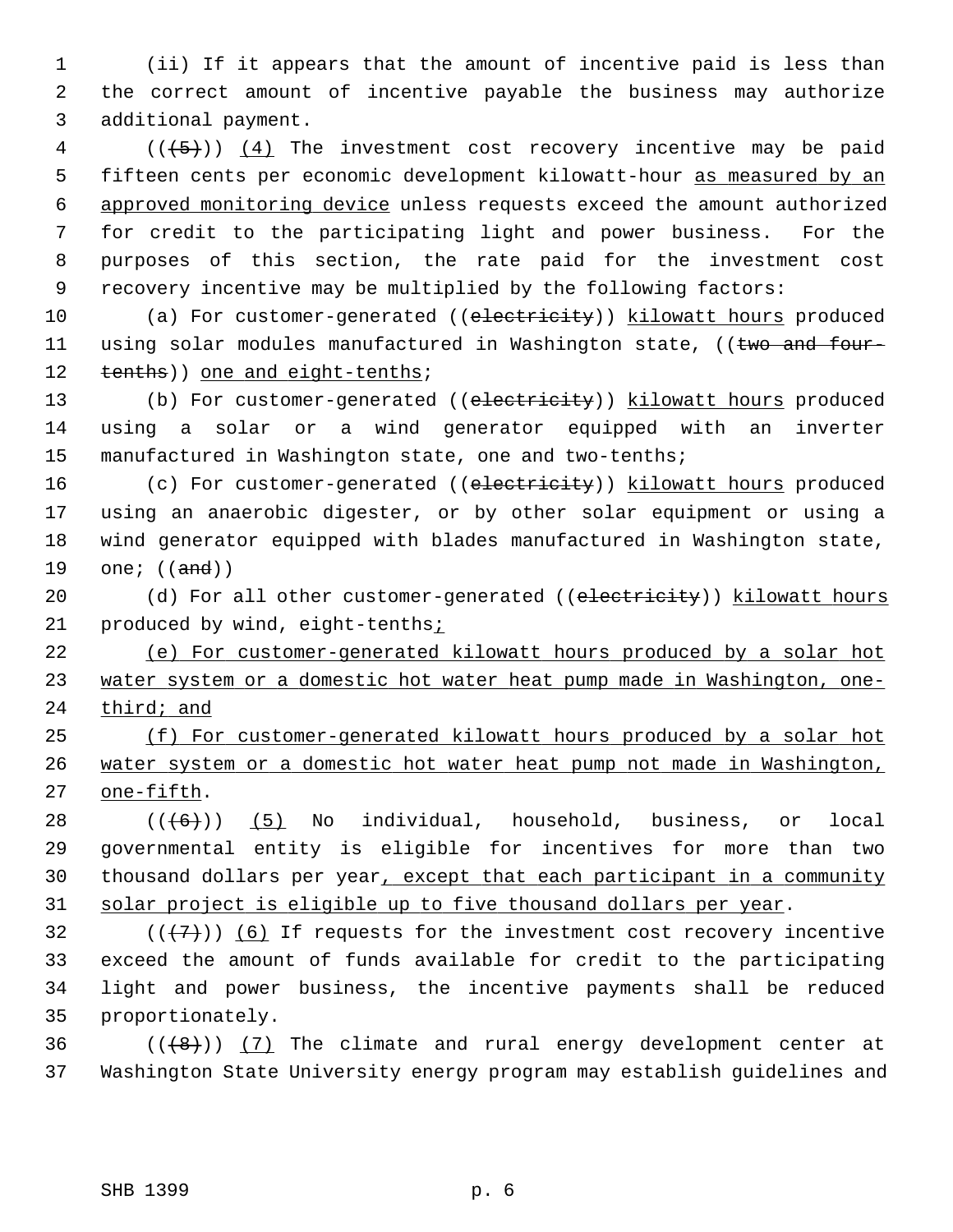(ii) If it appears that the amount of incentive paid is less than the correct amount of incentive payable the business may authorize additional payment.

(((5))) (4) The investment cost recovery incentive may be paid fifteen cents per economic development kilowatt-hour as measured by an approved monitoring device unless requests exceed the amount authorized for credit to the participating light and power business. For the purposes of this section, the rate paid for the investment cost recovery incentive may be multiplied by the following factors:

(a) For customer-generated ((electricity)) kilowatt hours produced using solar modules manufactured in Washington state, ((two and four-tenths)) one and eight-tenths;

(b) For customer-generated ((electricity)) kilowatt hours produced using a solar or a wind generator equipped with an inverter manufactured in Washington state, one and two-tenths;

(c) For customer-generated ((electricity)) kilowatt hours produced using an anaerobic digester, or by other solar equipment or using a wind generator equipped with blades manufactured in Washington state, one; ((and))

(d) For all other customer-generated ((electricity)) kilowatt hours produced by wind, eight-tenths;

(e) For customer-generated kilowatt hours produced by a solar hot water system or a domestic hot water heat pump made in Washington, one-third; and

(f) For customer-generated kilowatt hours produced by a solar hot water system or a domestic hot water heat pump not made in Washington, one-fifth.

(((6))) (5) No individual, household, business, or local governmental entity is eligible for incentives for more than two thousand dollars per year, except that each participant in a community solar project is eligible up to five thousand dollars per year.

(((7))) (6) If requests for the investment cost recovery incentive exceed the amount of funds available for credit to the participating light and power business, the incentive payments shall be reduced proportionately.

(((8))) (7) The climate and rural energy development center at Washington State University energy program may establish guidelines and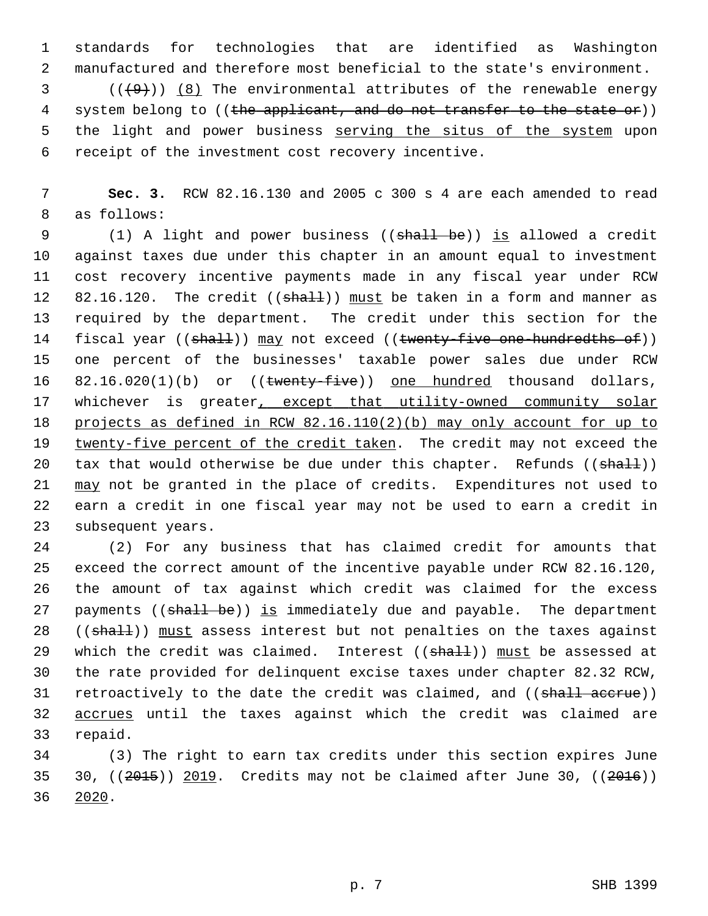standards for technologies that are identified as Washington manufactured and therefore most beneficial to the state's environment.

(((9))) (8) The environmental attributes of the renewable energy system belong to ((~~the applicant, and do not transfer to the state or~~)) the light and power business serving the situs of the system upon receipt of the investment cost recovery incentive.

**Sec. 3.** RCW 82.16.130 and 2005 c 300 s 4 are each amended to read as follows:

(1) A light and power business ((~~shall be~~)) is allowed a credit against taxes due under this chapter in an amount equal to investment cost recovery incentive payments made in any fiscal year under RCW 82.16.120. The credit ((~~shall~~)) must be taken in a form and manner as required by the department. The credit under this section for the fiscal year ((~~shall~~)) may not exceed ((~~twenty-five one-hundredths of~~)) one percent of the businesses' taxable power sales due under RCW 82.16.020(1)(b) or ((~~twenty-five~~)) one hundred thousand dollars, whichever is greater, except that utility-owned community solar projects as defined in RCW 82.16.110(2)(b) may only account for up to twenty-five percent of the credit taken. The credit may not exceed the tax that would otherwise be due under this chapter. Refunds ((~~shall~~)) may not be granted in the place of credits. Expenditures not used to earn a credit in one fiscal year may not be used to earn a credit in subsequent years.

(2) For any business that has claimed credit for amounts that exceed the correct amount of the incentive payable under RCW 82.16.120, the amount of tax against which credit was claimed for the excess payments ((~~shall be~~)) is immediately due and payable. The department ((~~shall~~)) must assess interest but not penalties on the taxes against which the credit was claimed. Interest ((~~shall~~)) must be assessed at the rate provided for delinquent excise taxes under chapter 82.32 RCW, retroactively to the date the credit was claimed, and ((~~shall accrue~~)) accrues until the taxes against which the credit was claimed are repaid.

(3) The right to earn tax credits under this section expires June 30, ((~~2015~~)) 2019. Credits may not be claimed after June 30, ((~~2016~~)) 2020.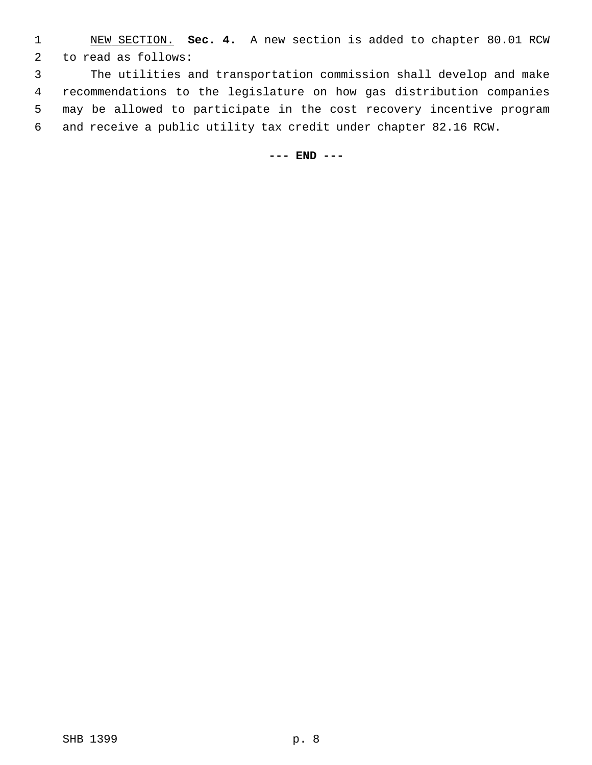NEW SECTION. **Sec. 4.** A new section is added to chapter 80.01 RCW to read as follows:

The utilities and transportation commission shall develop and make recommendations to the legislature on how gas distribution companies may be allowed to participate in the cost recovery incentive program and receive a public utility tax credit under chapter 82.16 RCW.

**--- END ---**